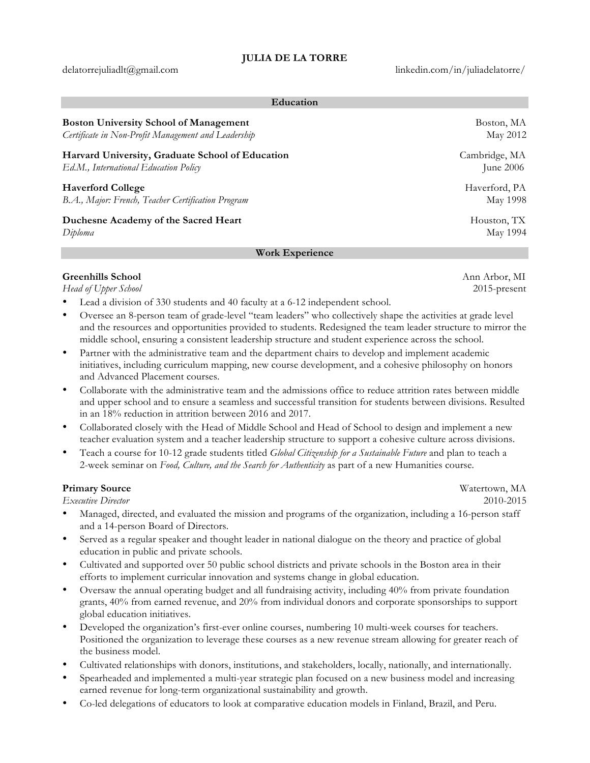# JULIA DE LA TORRE

delatorrejuliadlt@gmail.com | linkedin.com/in/juliadelatorre/

## Education

**Boston University School of Management** — Boston, MA
*Certificate in Non-Profit Management and Leadership* — May 2012

**Harvard University, Graduate School of Education** — Cambridge, MA
*Ed.M., International Education Policy* — June 2006

**Haverford College** — Haverford, PA
*B.A., Major: French, Teacher Certification Program* — May 1998

**Duchesne Academy of the Sacred Heart** — Houston, TX
*Diploma* — May 1994

## Work Experience

**Greenhills School** — Ann Arbor, MI
*Head of Upper School* — 2015-present

- Lead a division of 330 students and 40 faculty at a 6-12 independent school.
- Oversee an 8-person team of grade-level "team leaders" who collectively shape the activities at grade level and the resources and opportunities provided to students. Redesigned the team leader structure to mirror the middle school, ensuring a consistent leadership structure and student experience across the school.
- Partner with the administrative team and the department chairs to develop and implement academic initiatives, including curriculum mapping, new course development, and a cohesive philosophy on honors and Advanced Placement courses.
- Collaborate with the administrative team and the admissions office to reduce attrition rates between middle and upper school and to ensure a seamless and successful transition for students between divisions. Resulted in an 18% reduction in attrition between 2016 and 2017.
- Collaborated closely with the Head of Middle School and Head of School to design and implement a new teacher evaluation system and a teacher leadership structure to support a cohesive culture across divisions.
- Teach a course for 10-12 grade students titled *Global Citizenship for a Sustainable Future* and plan to teach a 2-week seminar on *Food, Culture, and the Search for Authenticity* as part of a new Humanities course.

**Primary Source** — Watertown, MA
*Executive Director* — 2010-2015

- Managed, directed, and evaluated the mission and programs of the organization, including a 16-person staff and a 14-person Board of Directors.
- Served as a regular speaker and thought leader in national dialogue on the theory and practice of global education in public and private schools.
- Cultivated and supported over 50 public school districts and private schools in the Boston area in their efforts to implement curricular innovation and systems change in global education.
- Oversaw the annual operating budget and all fundraising activity, including 40% from private foundation grants, 40% from earned revenue, and 20% from individual donors and corporate sponsorships to support global education initiatives.
- Developed the organization's first-ever online courses, numbering 10 multi-week courses for teachers. Positioned the organization to leverage these courses as a new revenue stream allowing for greater reach of the business model.
- Cultivated relationships with donors, institutions, and stakeholders, locally, nationally, and internationally.
- Spearheaded and implemented a multi-year strategic plan focused on a new business model and increasing earned revenue for long-term organizational sustainability and growth.
- Co-led delegations of educators to look at comparative education models in Finland, Brazil, and Peru.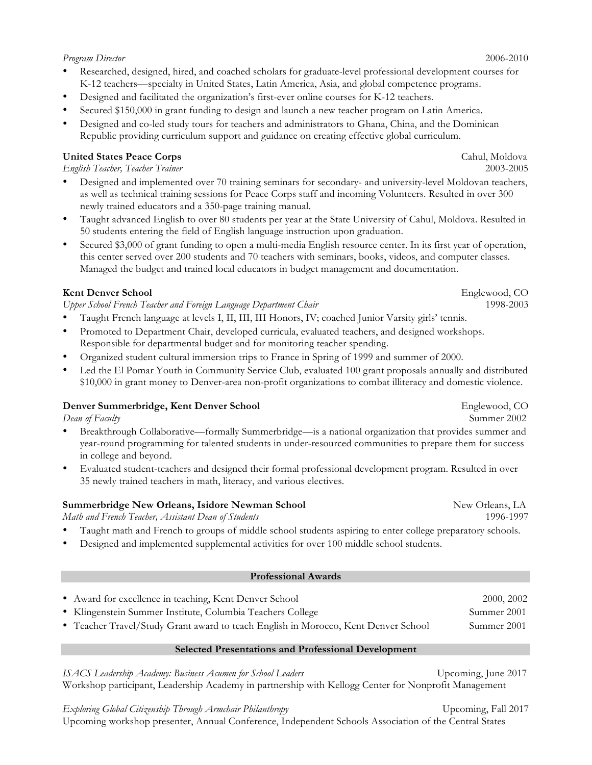*Program Director* 2006-2010

- Researched, designed, hired, and coached scholars for graduate-level professional development courses for K-12 teachers—specialty in United States, Latin America, Asia, and global competence programs.
- Designed and facilitated the organization's first-ever online courses for K-12 teachers.
- Secured $150,000 in grant funding to design and launch a new teacher program on Latin America.
- Designed and co-led study tours for teachers and administrators to Ghana, China, and the Dominican Republic providing curriculum support and guidance on creating effective global curriculum.

**United States Peace Corps** Cahul, Moldova
*English Teacher, Teacher Trainer* 2003-2005

- Designed and implemented over 70 training seminars for secondary- and university-level Moldovan teachers, as well as technical training sessions for Peace Corps staff and incoming Volunteers. Resulted in over 300 newly trained educators and a 350-page training manual.
- Taught advanced English to over 80 students per year at the State University of Cahul, Moldova. Resulted in 50 students entering the field of English language instruction upon graduation.
- Secured $3,000 of grant funding to open a multi-media English resource center. In its first year of operation, this center served over 200 students and 70 teachers with seminars, books, videos, and computer classes. Managed the budget and trained local educators in budget management and documentation.

**Kent Denver School** Englewood, CO
*Upper School French Teacher and Foreign Language Department Chair* 1998-2003

- Taught French language at levels I, II, III, III Honors, IV; coached Junior Varsity girls' tennis.
- Promoted to Department Chair, developed curricula, evaluated teachers, and designed workshops. Responsible for departmental budget and for monitoring teacher spending.
- Organized student cultural immersion trips to France in Spring of 1999 and summer of 2000.
- Led the El Pomar Youth in Community Service Club, evaluated 100 grant proposals annually and distributed $10,000 in grant money to Denver-area non-profit organizations to combat illiteracy and domestic violence.

**Denver Summerbridge, Kent Denver School** Englewood, CO
*Dean of Faculty* Summer 2002

- Breakthrough Collaborative—formally Summerbridge—is a national organization that provides summer and year-round programming for talented students in under-resourced communities to prepare them for success in college and beyond.
- Evaluated student-teachers and designed their formal professional development program. Resulted in over 35 newly trained teachers in math, literacy, and various electives.

**Summerbridge New Orleans, Isidore Newman School** New Orleans, LA
*Math and French Teacher, Assistant Dean of Students* 1996-1997

- Taught math and French to groups of middle school students aspiring to enter college preparatory schools.
- Designed and implemented supplemental activities for over 100 middle school students.

## Professional Awards

- Award for excellence in teaching, Kent Denver School 2000, 2002
- Klingenstein Summer Institute, Columbia Teachers College Summer 2001
- Teacher Travel/Study Grant award to teach English in Morocco, Kent Denver School Summer 2001

## Selected Presentations and Professional Development

*ISACS Leadership Academy: Business Acumen for School Leaders* Upcoming, June 2017
Workshop participant, Leadership Academy in partnership with Kellogg Center for Nonprofit Management

*Exploring Global Citizenship Through Armchair Philanthropy* Upcoming, Fall 2017
Upcoming workshop presenter, Annual Conference, Independent Schools Association of the Central States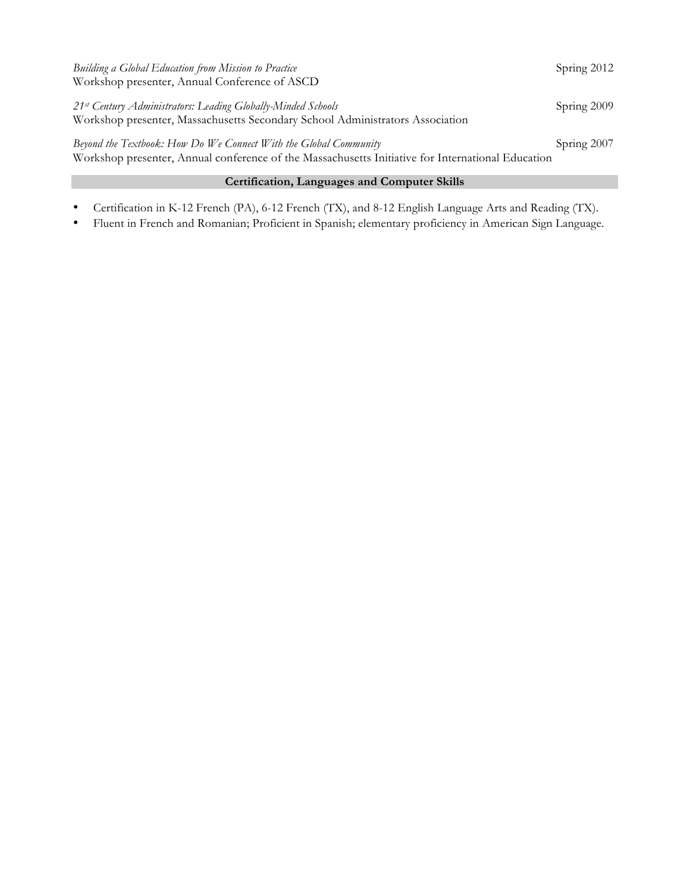*Building a Global Education from Mission to Practice* Spring 2012
Workshop presenter, Annual Conference of ASCD

*21st Century Administrators: Leading Globally-Minded Schools* Spring 2009
Workshop presenter, Massachusetts Secondary School Administrators Association

*Beyond the Textbook: How Do We Connect With the Global Community* Spring 2007
Workshop presenter, Annual conference of the Massachusetts Initiative for International Education

## Certification, Languages and Computer Skills

- Certification in K-12 French (PA), 6-12 French (TX), and 8-12 English Language Arts and Reading (TX).
- Fluent in French and Romanian; Proficient in Spanish; elementary proficiency in American Sign Language.